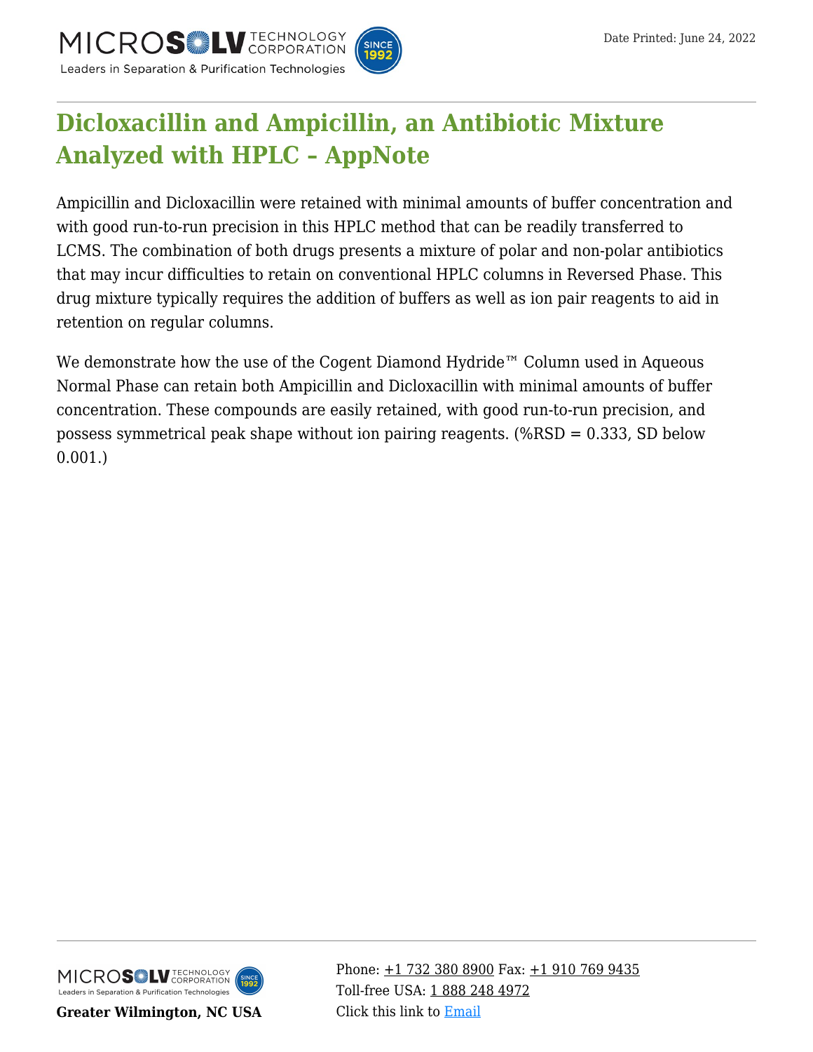# Dicloxacillin and Ampicillin, an Antibiotic Mixture Analyzed with HPLC – AppNote

Ampicillin and Dicloxacillin were retained with minimal amounts of buffer concentration and with good run-to-run precision in this HPLC method that can be readily transferred to LCMS. The combination of both drugs presents a mixture of polar and non-polar antibiotics that may incur difficulties to retain on conventional HPLC columns in Reversed Phase. This drug mixture typically requires the addition of buffers as well as ion pair reagents to aid in retention on regular columns.

We demonstrate how the use of the Cogent Diamond Hydride™ Column used in Aqueous Normal Phase can retain both Ampicillin and Dicloxacillin with minimal amounts of buffer concentration. These compounds are easily retained, with good run-to-run precision, and possess symmetrical peak shape without ion pairing reagents. (%RSD = 0.333, SD below 0.001.)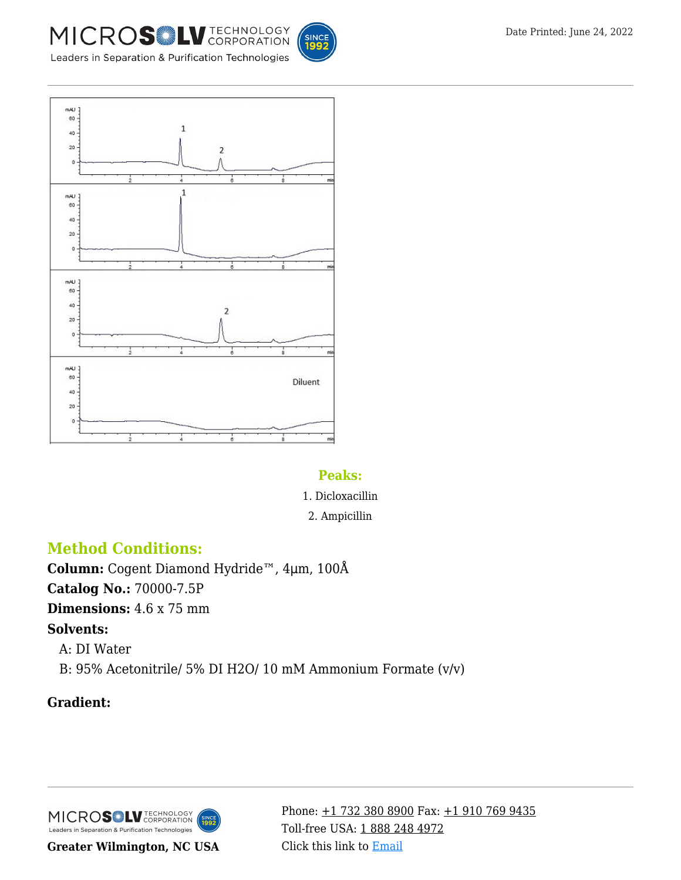**Peaks:**

1. Dicloxacillin
2. Ampicillin

## Method Conditions:

**Column:** Cogent Diamond Hydride™, 4μm, 100Å

**Catalog No.:** 70000-7.5P

**Dimensions:** 4.6 x 75 mm

**Solvents:**

A: DI Water

B: 95% Acetonitrile/ 5% DI $H_2O$/ 10 mM Ammonium Formate (v/v)

**Gradient:**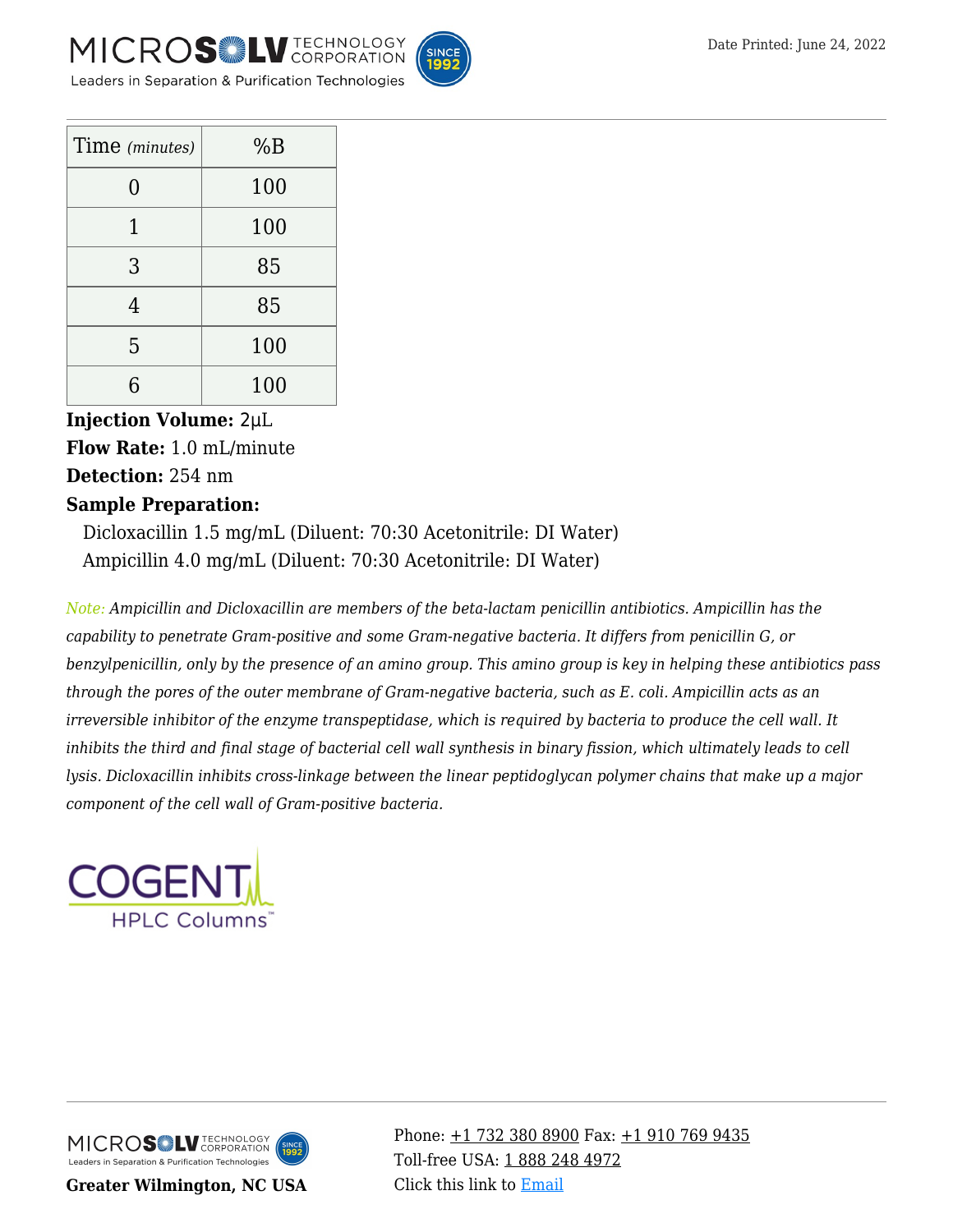| Time (minutes) | %B |
| --- | --- |
| 0 | 100 |
| 1 | 100 |
| 3 | 85 |
| 4 | 85 |
| 5 | 100 |
| 6 | 100 |

**Injection Volume:** 2µL

**Flow Rate:** 1.0 mL/minute

**Detection:** 254 nm

**Sample Preparation:**

Dicloxacillin 1.5 mg/mL (Diluent: 70:30 Acetonitrile: DI Water)

Ampicillin 4.0 mg/mL (Diluent: 70:30 Acetonitrile: DI Water)

*Note: Ampicillin and Dicloxacillin are members of the beta-lactam penicillin antibiotics. Ampicillin has the capability to penetrate Gram-positive and some Gram-negative bacteria. It differs from penicillin G, or benzylpenicillin, only by the presence of an amino group. This amino group is key in helping these antibiotics pass through the pores of the outer membrane of Gram-negative bacteria, such as E. coli. Ampicillin acts as an irreversible inhibitor of the enzyme transpeptidase, which is required by bacteria to produce the cell wall. It inhibits the third and final stage of bacterial cell wall synthesis in binary fission, which ultimately leads to cell lysis. Dicloxacillin inhibits cross-linkage between the linear peptidoglycan polymer chains that make up a major component of the cell wall of Gram-positive bacteria.*

COGENT HPLC Columns™

**Greater Wilmington, NC USA**

Phone: +1 732 380 8900 Fax: +1 910 769 9435

Toll-free USA: 1 888 248 4972

Click this link to Email